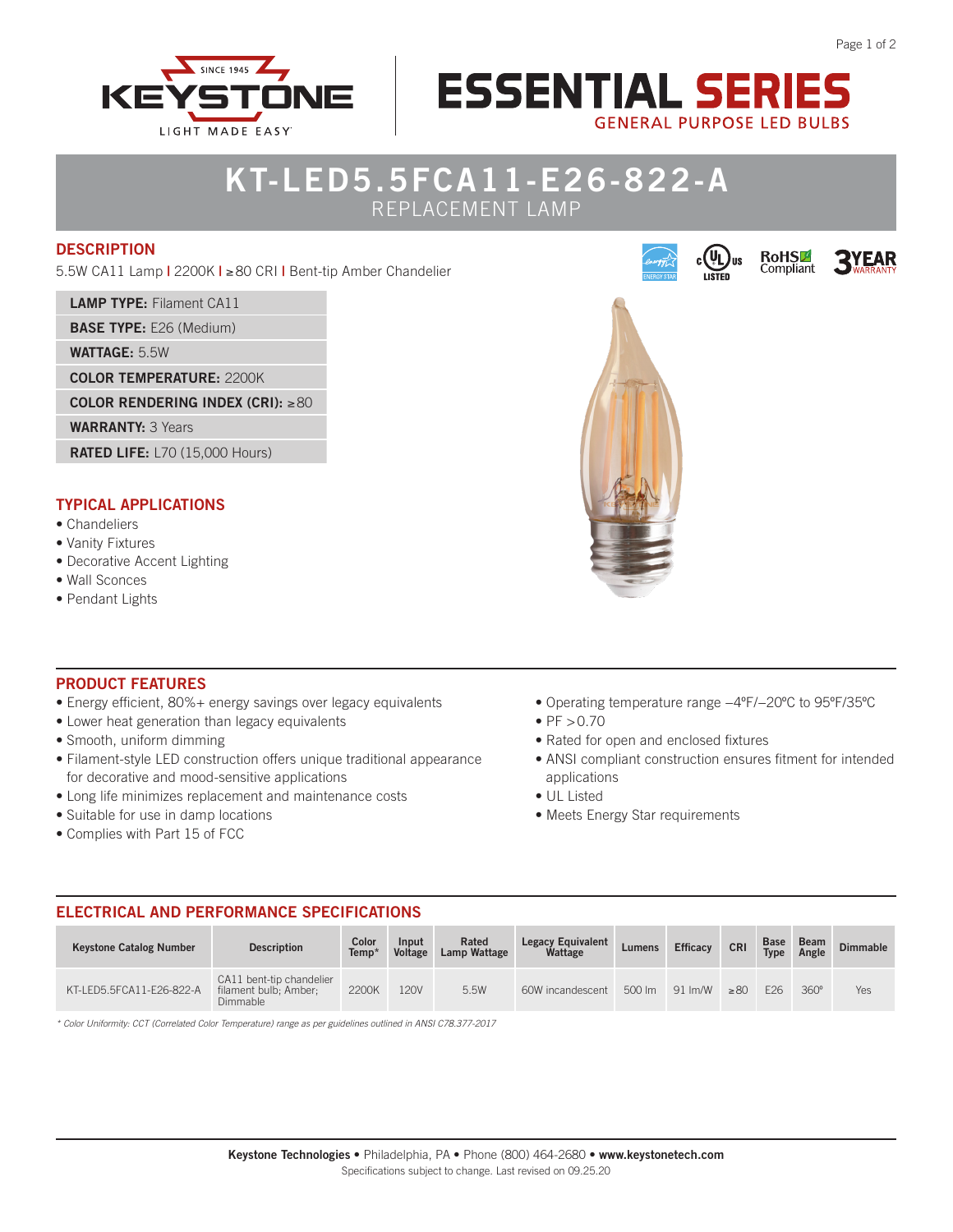# KT-LED5.5FCA11-E26-822-A

REPLACEMENT LAMP

## DESCRIPTION

5.5W CA11 Lamp | 2200K | ≥80 CRI | Bent-tip Amber Chandelier

- **LAMP TYPE:** Filament CA11
- **BASE TYPE:** E26 (Medium)
- **WATTAGE:** 5.5W
- **COLOR TEMPERATURE:** 2200K
- **COLOR RENDERING INDEX (CRI):** ≥80
- **WARRANTY:** 3 Years
- **RATED LIFE:** L70 (15,000 Hours)

## TYPICAL APPLICATIONS

- Chandeliers
- Vanity Fixtures
- Decorative Accent Lighting
- Wall Sconces
- Pendant Lights

## PRODUCT FEATURES

- Energy efficient, 80%+ energy savings over legacy equivalents
- Lower heat generation than legacy equivalents
- Smooth, uniform dimming
- Filament-style LED construction offers unique traditional appearance for decorative and mood-sensitive applications
- Long life minimizes replacement and maintenance costs
- Suitable for use in damp locations
- Complies with Part 15 of FCC
- Operating temperature range –4°F/–20°C to 95°F/35°C
- PF >0.70
- Rated for open and enclosed fixtures
- ANSI compliant construction ensures fitment for intended applications
- UL Listed
- Meets Energy Star requirements

## ELECTRICAL AND PERFORMANCE SPECIFICATIONS

| Keystone Catalog Number | Description | Color Temp* | Input Voltage | Rated Lamp Wattage | Legacy Equivalent Wattage | Lumens | Efficacy | CRI | Base Type | Beam Angle | Dimmable |
|---|---|---|---|---|---|---|---|---|---|---|---|
| KT-LED5.5FCA11-E26-822-A | CA11 bent-tip chandelier filament bulb; Amber; Dimmable | 2200K | 120V | 5.5W | 60W incandescent | 500 lm | 91 lm/W | ≥80 | E26 | 360° | Yes |

*\* Color Uniformity: CCT (Correlated Color Temperature) range as per guidelines outlined in ANSI C78.377-2017*

**Keystone Technologies** • Philadelphia, PA • Phone (800) 464-2680 • **www.keystonetech.com**

Specifications subject to change. Last revised on 09.25.20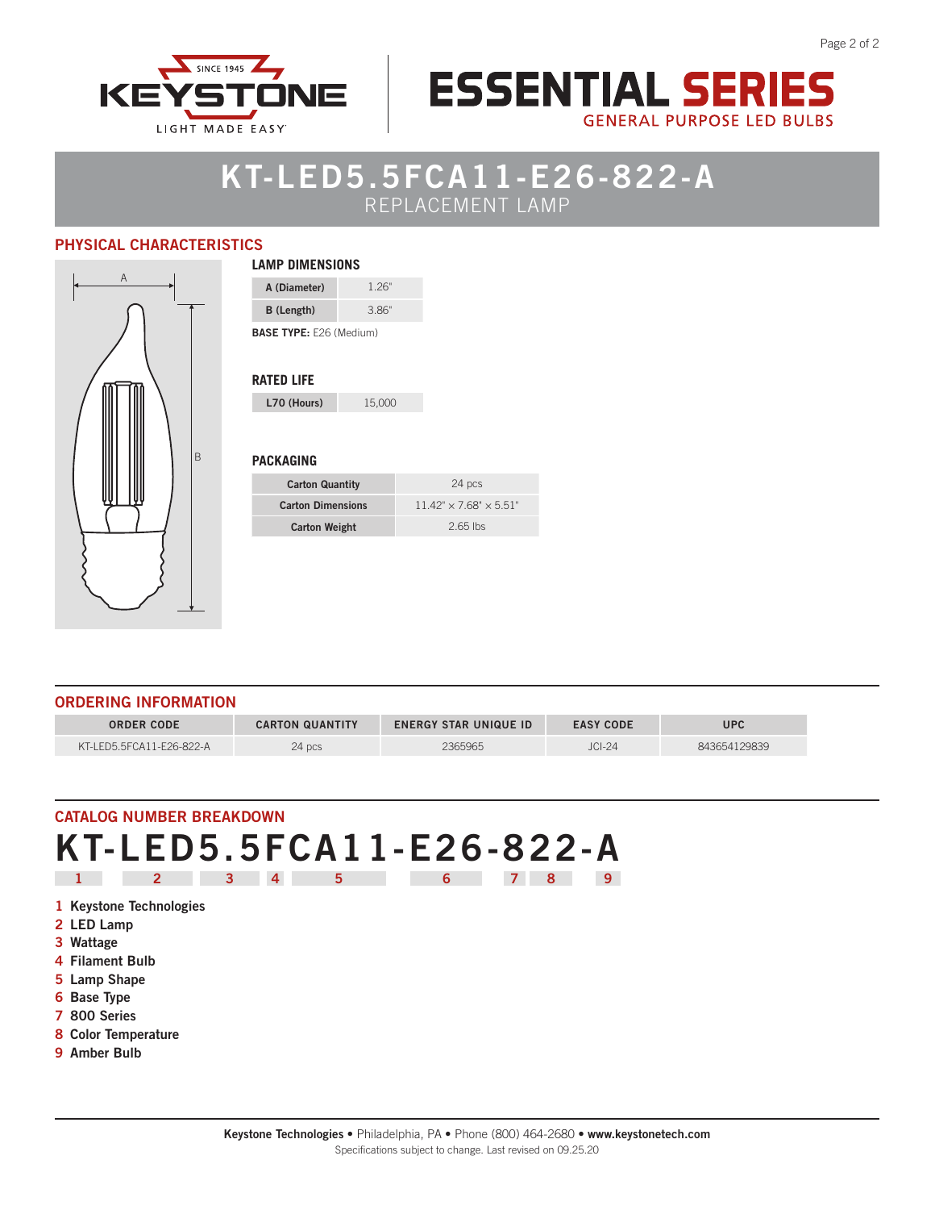# KEYSTONE — SINCE 1945 — LIGHT MADE EASY

# ESSENTIAL SERIES
GENERAL PURPOSE LED BULBS

# KT-LED5.5FCA11-E26-822-A
REPLACEMENT LAMP

## PHYSICAL CHARACTERISTICS

A

B

### LAMP DIMENSIONS

| | |
|---|---|
| A (Diameter) | 1.26" |
| B (Length) | 3.86" |

**BASE TYPE:** E26 (Medium)

### RATED LIFE

| | |
|---|---|
| L70 (Hours) | 15,000 |

### PACKAGING

| | |
|---|---|
| Carton Quantity | 24 pcs |
| Carton Dimensions | 11.42" x 7.68" x 5.51" |
| Carton Weight | 2.65 lbs |

## ORDERING INFORMATION

| ORDER CODE | CARTON QUANTITY | ENERGY STAR UNIQUE ID | EASY CODE | UPC |
|---|---|---|---|---|
| KT-LED5.5FCA11-E26-822-A | 24 pcs | 2365965 | JCI-24 | 843654129839 |

## CATALOG NUMBER BREAKDOWN

# KT-LED5.5FCA11-E26-822-A

1 2 3 4 5 6 7 8 9

1 **Keystone Technologies**
2 **LED Lamp**
3 **Wattage**
4 **Filament Bulb**
5 **Lamp Shape**
6 **Base Type**
7 **800 Series**
8 **Color Temperature**
9 **Amber Bulb**

**Keystone Technologies** • Philadelphia, PA • Phone (800) 464-2680 • **www.keystonetech.com**
Specifications subject to change. Last revised on 09.25.20